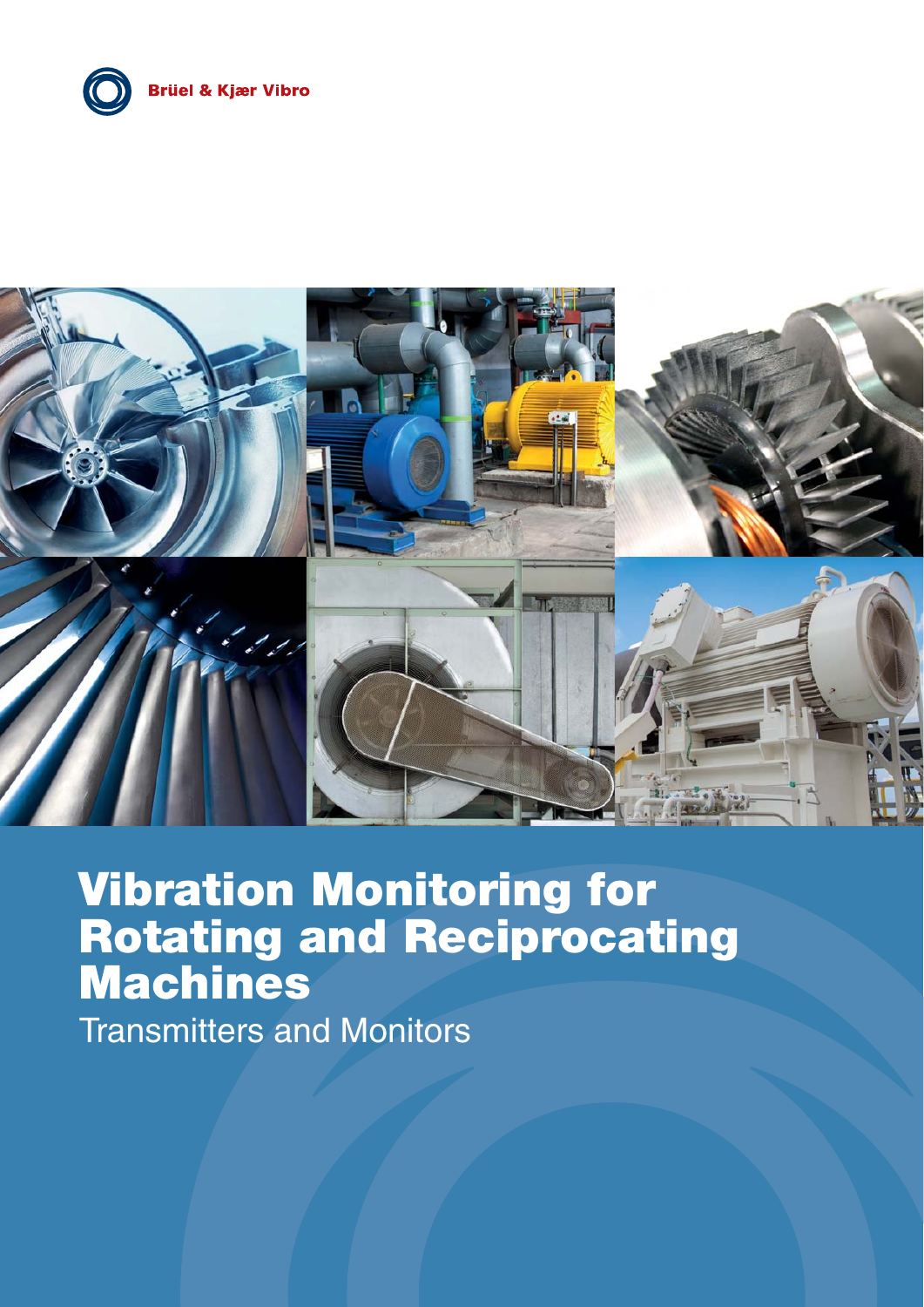Brüel & Kjær Vibro

# Vibration Monitoring for Rotating and Reciprocating Machines

Transmitters and Monitors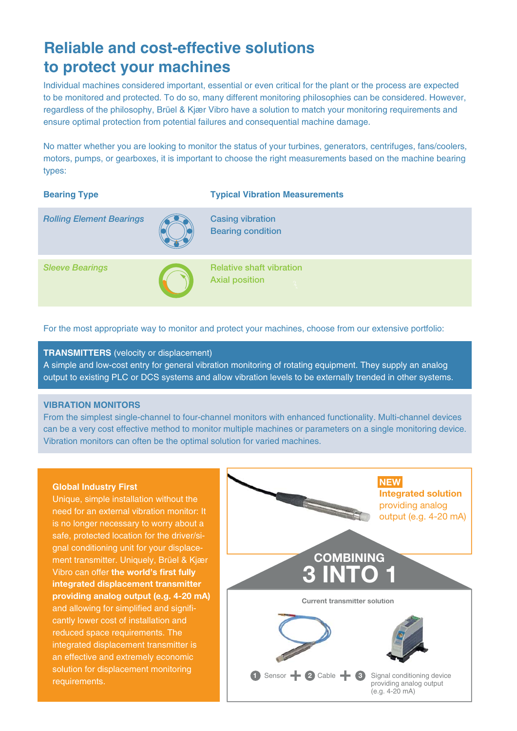# Reliable and cost-effective solutions to protect your machines

Individual machines considered important, essential or even critical for the plant or the process are expected to be monitored and protected. To do so, many different monitoring philosophies can be considered. However, regardless of the philosophy, Brüel & Kjær Vibro have a solution to match your monitoring requirements and ensure optimal protection from potential failures and consequential machine damage.

No matter whether you are looking to monitor the status of your turbines, generators, centrifuges, fans/coolers, motors, pumps, or gearboxes, it is important to choose the right measurements based on the machine bearing types:

| Bearing Type | Typical Vibration Measurements |
|---|---|
| *Rolling Element Bearings* | Casing vibration<br>Bearing condition |
| *Sleeve Bearings* | Relative shaft vibration<br>Axial position |

For the most appropriate way to monitor and protect your machines, choose from our extensive portfolio:

**TRANSMITTERS** (velocity or displacement)
A simple and low-cost entry for general vibration monitoring of rotating equipment. They supply an analog output to existing PLC or DCS systems and allow vibration levels to be externally trended in other systems.

**VIBRATION MONITORS**
From the simplest single-channel to four-channel monitors with enhanced functionality. Multi-channel devices can be a very cost effective method to monitor multiple machines or parameters on a single monitoring device. Vibration monitors can often be the optimal solution for varied machines.

### Global Industry First

Unique, simple installation without the need for an external vibration monitor: It is no longer necessary to worry about a safe, protected location for the driver/signal conditioning unit for your displacement transmitter. Uniquely, Brüel & Kjær Vibro can offer **the world's first fully integrated displacement transmitter providing analog output (e.g. 4-20 mA)** and allowing for simplified and significantly lower cost of installation and reduced space requirements. The integrated displacement transmitter is an effective and extremely economic solution for displacement monitoring requirements.

**NEW**
**Integrated solution** providing analog output (e.g. 4-20 mA)

**COMBINING**
**3 INTO 1**

Current transmitter solution

1 Sensor + 2 Cable + 3 Signal conditioning device providing analog output (e.g. 4-20 mA)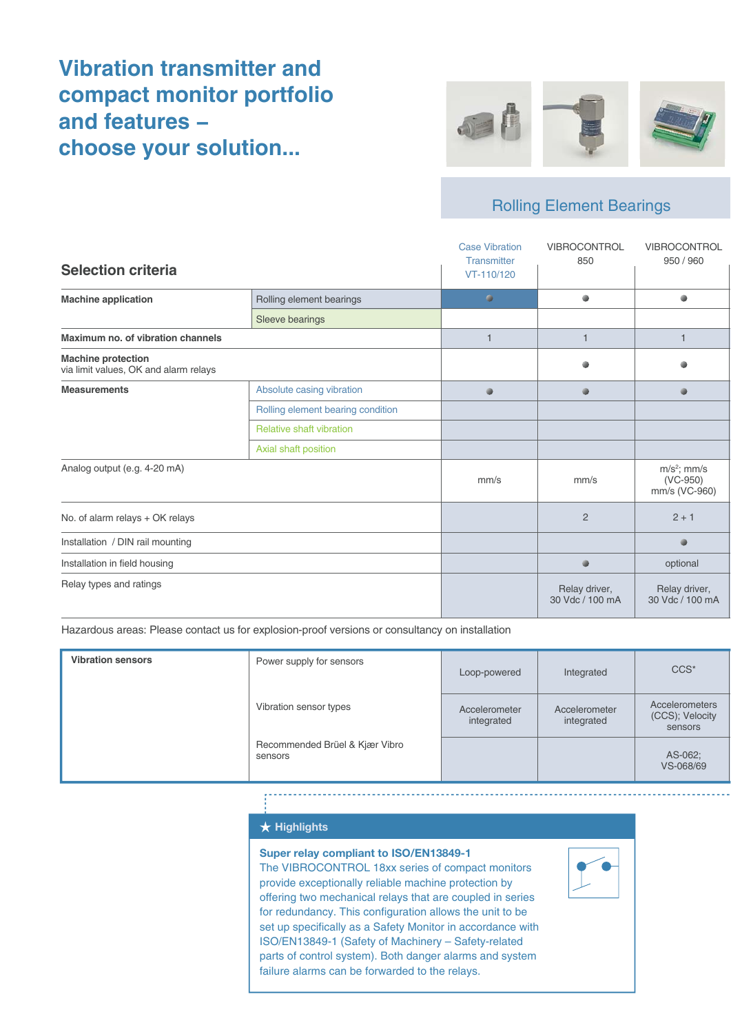# Vibration transmitter and compact monitor portfolio and features – choose your solution...

| Selection criteria | | Rolling Element Bearings | | |
|---|---|---|---|---|
| | | Case Vibration Transmitter VT-110/120 | VIBROCONTROL 850 | VIBROCONTROL 950 / 960 |
| **Machine application** | Rolling element bearings | ● | ● | ● |
| | Sleeve bearings | | | |
| **Maximum no. of vibration channels** | | 1 | 1 | 1 |
| **Machine protection** via limit values, OK and alarm relays | | | ● | ● |
| **Measurements** | Absolute casing vibration | ● | ● | ● |
| | Rolling element bearing condition | | | |
| | Relative shaft vibration | | | |
| | Axial shaft position | | | |
| Analog output (e.g. 4-20 mA) | | mm/s | mm/s | $m/s^2$; mm/s (VC-950) mm/s (VC-960) |
| No. of alarm relays + OK relays | | | 2 | 2 + 1 |
| Installation / DIN rail mounting | | | | ● |
| Installation in field housing | | | ● | optional |
| Relay types and ratings | | | Relay driver, 30 Vdc / 100 mA | Relay driver, 30 Vdc / 100 mA |

Hazardous areas: Please contact us for explosion-proof versions or consultancy on installation

| | | Case Vibration Transmitter VT-110/120 | VIBROCONTROL 850 | VIBROCONTROL 950 / 960 |
|---|---|---|---|---|
| **Vibration sensors** | Power supply for sensors | Loop-powered | Integrated | CCS* |
| | Vibration sensor types | Accelerometer integrated | Accelerometer integrated | Accelerometers (CCS); Velocity sensors |
| | Recommended Brüel & Kjær Vibro sensors | | | AS-062; VS-068/69 |

## ★ Highlights

**Super relay compliant to ISO/EN13849-1**

The VIBROCONTROL 18xx series of compact monitors provide exceptionally reliable machine protection by offering two mechanical relays that are coupled in series for redundancy. This configuration allows the unit to be set up specifically as a Safety Monitor in accordance with ISO/EN13849-1 (Safety of Machinery – Safety-related parts of control system). Both danger alarms and system failure alarms can be forwarded to the relays.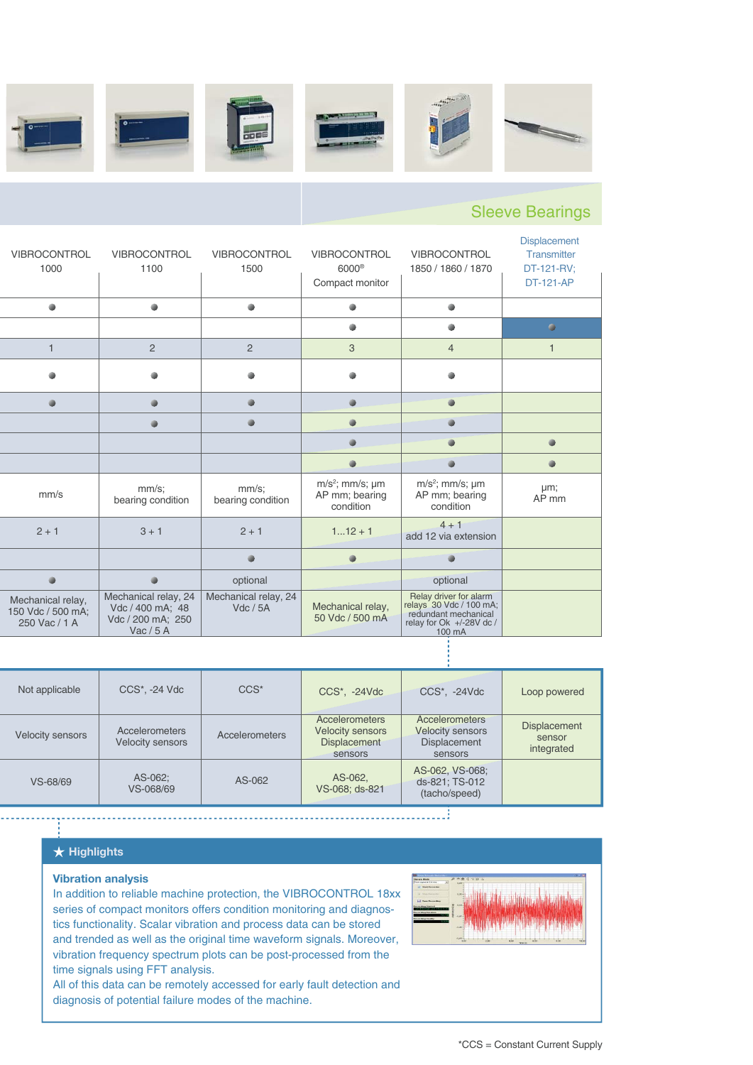| | | | | | Sleeve Bearings |
|---|---|---|---|---|---|
| VIBROCONTROL 1000 | VIBROCONTROL 1100 | VIBROCONTROL 1500 | VIBROCONTROL 6000® Compact monitor | VIBROCONTROL 1850 / 1860 / 1870 | Displacement Transmitter DT-121-RV; DT-121-AP |
| ● | ● | ● | ● | ● | |
| | | | ● | ● | ● |
| 1 | 2 | 2 | 3 | 4 | 1 |
| ● | ● | ● | ● | ● | |
| ● | ● | ● | ● | ● | |
| | ● | ● | ● | ● | |
| | | | ● | ● | ● |
| | | | ● | ● | ● |
| mm/s | mm/s; bearing condition | mm/s; bearing condition | m/s²; mm/s; µm AP mm; bearing condition | m/s²; mm/s; µm AP mm; bearing condition | µm; AP mm |
| 2 + 1 | 3 + 1 | 2 + 1 | 1...12 + 1 | 4 + 1 add 12 via extension | |
| | | ● | ● | ● | |
| ● | ● | optional | | optional | |
| Mechanical relay, 150 Vdc / 500 mA; 250 Vac / 1 A | Mechanical relay, 24 Vdc / 400 mA; 48 Vdc / 200 mA; 250 Vac / 5 A | Mechanical relay, 24 Vdc / 5A | Mechanical relay, 50 Vdc / 500 mA | Relay driver for alarm relays 30 Vdc / 100 mA; redundant mechanical relay for Ok +/-28V dc / 100 mA | |
| Not applicable | CCS*, -24 Vdc | CCS* | CCS*, -24Vdc | CCS*, -24Vdc | Loop powered |
| Velocity sensors | Accelerometers Velocity sensors | Accelerometers | Accelerometers Velocity sensors Displacement sensors | Accelerometers Velocity sensors Displacement sensors | Displacement sensor integrated |
| VS-68/69 | AS-062; VS-068/69 | AS-062 | AS-062, VS-068; ds-821 | AS-062, VS-068; ds-821; TS-012 (tacho/speed) | |

## ★ Highlights

**Vibration analysis**

In addition to reliable machine protection, the VIBROCONTROL 18xx series of compact monitors offers condition monitoring and diagnostics functionality. Scalar vibration and process data can be stored and trended as well as the original time waveform signals. Moreover, vibration frequency spectrum plots can be post-processed from the time signals using FFT analysis.

All of this data can be remotely accessed for early fault detection and diagnosis of potential failure modes of the machine.

*CCS = Constant Current Supply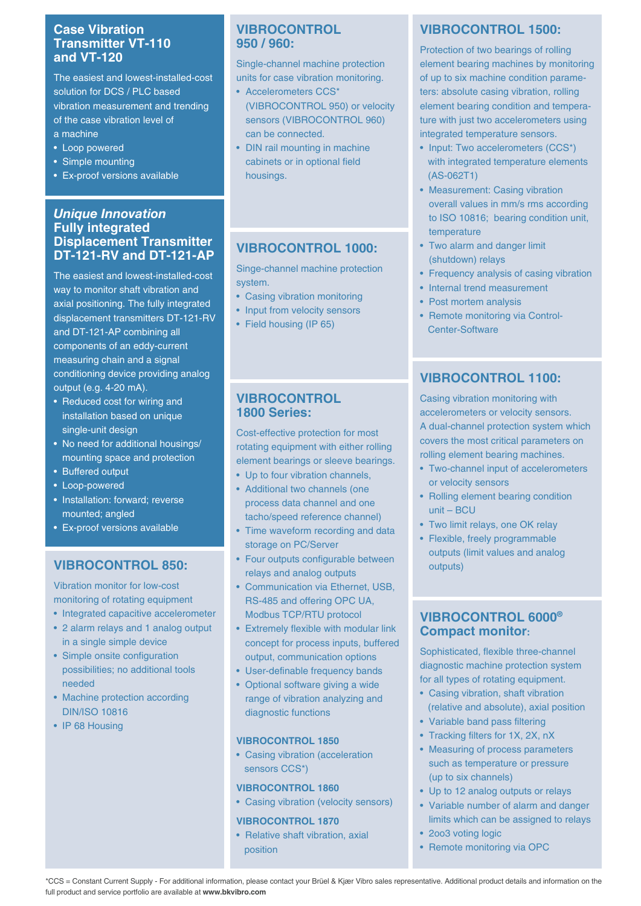## Case Vibration Transmitter VT-110 and VT-120

The easiest and lowest-installed-cost solution for DCS / PLC based vibration measurement and trending of the case vibration level of a machine

- Loop powered
- Simple mounting
- Ex-proof versions available

## *Unique Innovation* Fully integrated Displacement Transmitter DT-121-RV and DT-121-AP

The easiest and lowest-installed-cost way to monitor shaft vibration and axial positioning. The fully integrated displacement transmitters DT-121-RV and DT-121-AP combining all components of an eddy-current measuring chain and a signal conditioning device providing analog output (e.g. 4-20 mA).

- Reduced cost for wiring and installation based on unique single-unit design
- No need for additional housings/ mounting space and protection
- Buffered output
- Loop-powered
- Installation: forward; reverse mounted; angled
- Ex-proof versions available

## VIBROCONTROL 850:

Vibration monitor for low-cost monitoring of rotating equipment

- Integrated capacitive accelerometer
- 2 alarm relays and 1 analog output in a single simple device
- Simple onsite configuration possibilities; no additional tools needed
- Machine protection according DIN/ISO 10816
- IP 68 Housing

## VIBROCONTROL 950 / 960:

Single-channel machine protection units for case vibration monitoring.

- Accelerometers CCS* (VIBROCONTROL 950) or velocity sensors (VIBROCONTROL 960) can be connected.
- DIN rail mounting in machine cabinets or in optional field housings.

## VIBROCONTROL 1000:

Singe-channel machine protection system.

- Casing vibration monitoring
- Input from velocity sensors
- Field housing (IP 65)

## VIBROCONTROL 1800 Series:

Cost-effective protection for most rotating equipment with either rolling element bearings or sleeve bearings.

- Up to four vibration channels,
- Additional two channels (one process data channel and one tacho/speed reference channel)
- Time waveform recording and data storage on PC/Server
- Four outputs configurable between relays and analog outputs
- Communication via Ethernet, USB, RS-485 and offering OPC UA, Modbus TCP/RTU protocol
- Extremely flexible with modular link concept for process inputs, buffered output, communication options
- User-definable frequency bands
- Optional software giving a wide range of vibration analyzing and diagnostic functions

**VIBROCONTROL 1850**

- Casing vibration (acceleration sensors CCS*)

**VIBROCONTROL 1860**

- Casing vibration (velocity sensors)

**VIBROCONTROL 1870**

- Relative shaft vibration, axial position

## VIBROCONTROL 1500:

Protection of two bearings of rolling element bearing machines by monitoring of up to six machine condition parameters: absolute casing vibration, rolling element bearing condition and temperature with just two accelerometers using integrated temperature sensors.

- Input: Two accelerometers (CCS*) with integrated temperature elements (AS-062T1)
- Measurement: Casing vibration overall values in mm/s rms according to ISO 10816; bearing condition unit, temperature
- Two alarm and danger limit (shutdown) relays
- Frequency analysis of casing vibration
- Internal trend measurement
- Post mortem analysis
- Remote monitoring via Control-Center-Software

## VIBROCONTROL 1100:

Casing vibration monitoring with accelerometers or velocity sensors. A dual-channel protection system which covers the most critical parameters on rolling element bearing machines.

- Two-channel input of accelerometers or velocity sensors
- Rolling element bearing condition unit – BCU
- Two limit relays, one OK relay
- Flexible, freely programmable outputs (limit values and analog outputs)

## VIBROCONTROL 6000® Compact monitor:

Sophisticated, flexible three-channel diagnostic machine protection system for all types of rotating equipment.

- Casing vibration, shaft vibration (relative and absolute), axial position
- Variable band pass filtering
- Tracking filters for 1X, 2X, nX
- Measuring of process parameters such as temperature or pressure (up to six channels)
- Up to 12 analog outputs or relays
- Variable number of alarm and danger limits which can be assigned to relays
- 2oo3 voting logic
- Remote monitoring via OPC

*CCS = Constant Current Supply - For additional information, please contact your Brüel & Kjær Vibro sales representative. Additional product details and information on the full product and service portfolio are available at **www.bkvibro.com**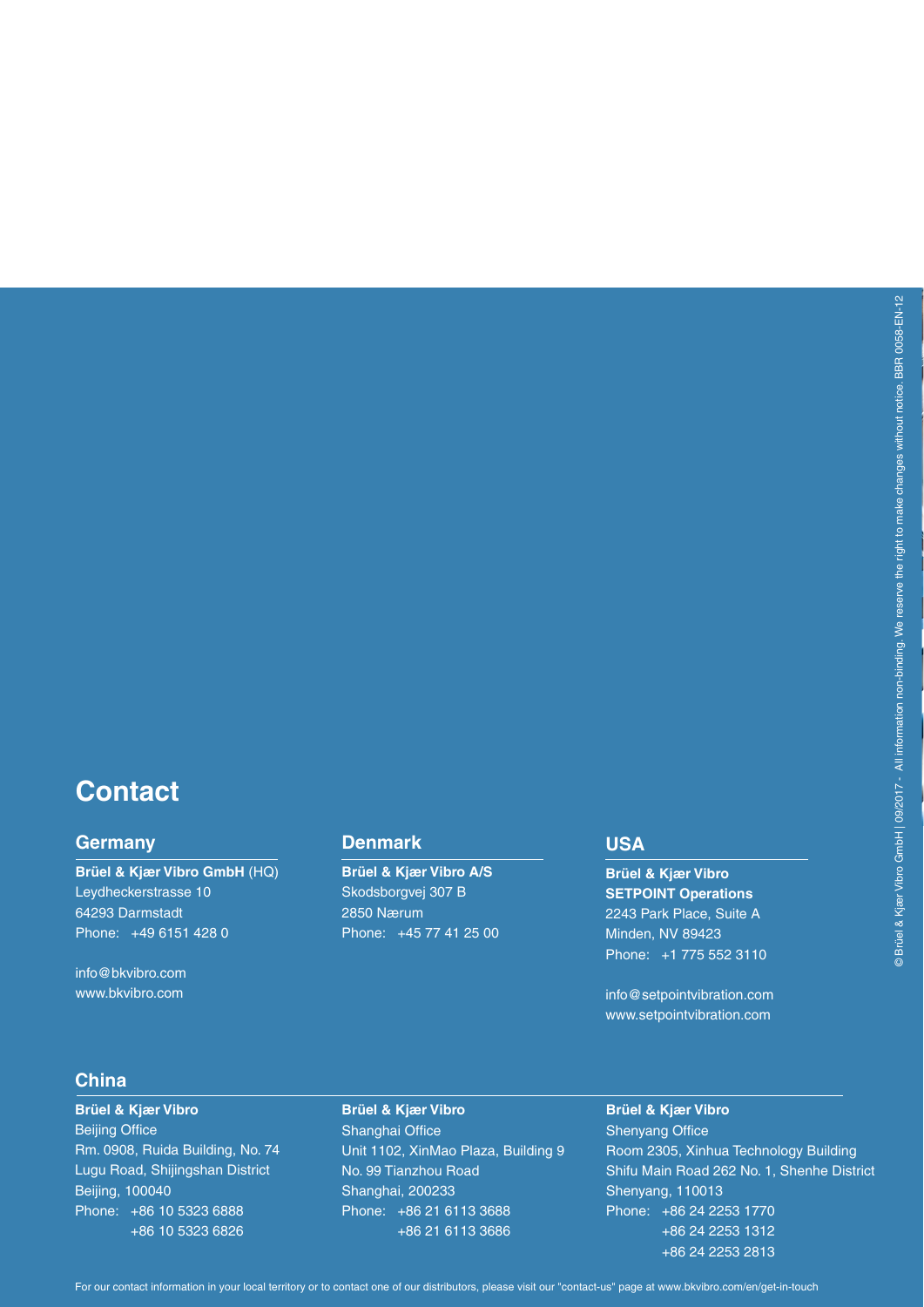# Contact

## Germany

**Brüel & Kjær Vibro GmbH** (HQ)
Leydheckerstrasse 10
64293 Darmstadt
Phone: +49 6151 428 0

info@bkvibro.com
www.bkvibro.com

## Denmark

**Brüel & Kjær Vibro A/S**
Skodsborgvej 307 B
2850 Nærum
Phone: +45 77 41 25 00

## USA

**Brüel & Kjær Vibro**
**SETPOINT Operations**
2243 Park Place, Suite A
Minden, NV 89423
Phone: +1 775 552 3110

info@setpointvibration.com
www.setpointvibration.com

## China

**Brüel & Kjær Vibro**
Beijing Office
Rm. 0908, Ruida Building, No. 74
Lugu Road, Shijingshan District
Beijing, 100040
Phone: +86 10 5323 6888
+86 10 5323 6826

**Brüel & Kjær Vibro**
Shanghai Office
Unit 1102, XinMao Plaza, Building 9
No. 99 Tianzhou Road
Shanghai, 200233
Phone: +86 21 6113 3688
+86 21 6113 3686

**Brüel & Kjær Vibro**
Shenyang Office
Room 2305, Xinhua Technology Building
Shifu Main Road 262 No. 1, Shenhe District
Shenyang, 110013
Phone: +86 24 2253 1770
+86 24 2253 1312
+86 24 2253 2813

For our contact information in your local territory or to contact one of our distributors, please visit our "contact-us" page at www.bkvibro.com/en/get-in-touch

© Brüel & Kjær Vibro GmbH | 09/2017 · All information non-binding. We reserve the right to make changes without notice. BBR 0058-EN-12